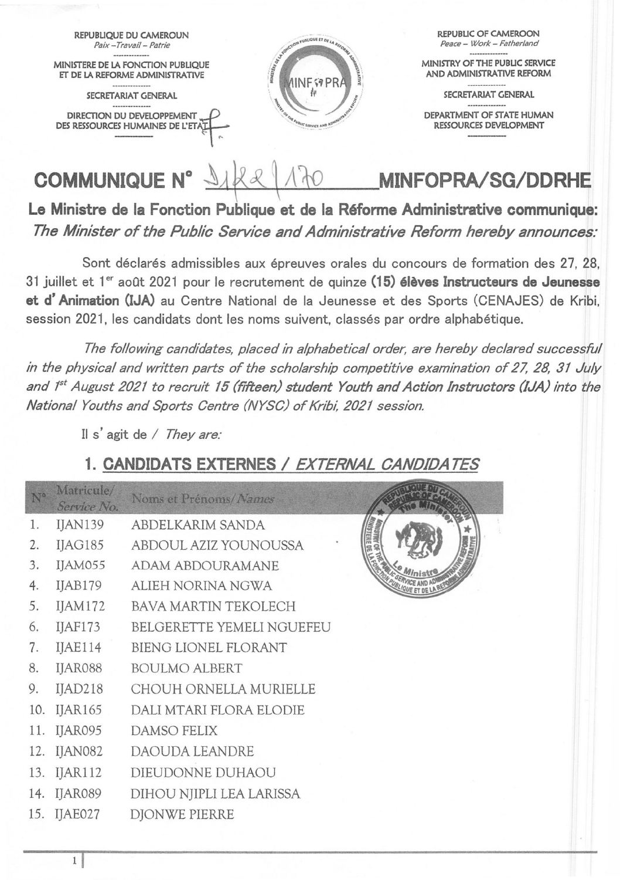REPUBLIQUE DU CAMEROUN
*Paix – Travail – Patrie*

MINISTERE DE LA FONCTION PUBLIQUE ET DE LA REFORME ADMINISTRATIVE

SECRETARIAT GENERAL

DIRECTION DU DEVELOPPEMENT DES RESSOURCES HUMAINES DE L'ETAT

REPUBLIC OF CAMEROON
*Peace – Work – Fatherland*

MINISTRY OF THE PUBLIC SERVICE AND ADMINISTRATIVE REFORM

SECRETARIAT GENERAL

DEPARTMENT OF STATE HUMAN RESSOURCES DEVELOPMENT

# COMMUNIQUE N° 21/22/170 MINFOPRA/SG/DDRHE

**Le Ministre de la Fonction Publique et de la Réforme Administrative communique:**
***The Minister of the Public Service and Administrative Reform hereby announces:***

Sont déclarés admissibles aux épreuves orales du concours de formation des 27, 28, 31 juillet et 1er août 2021 pour le recrutement de quinze **(15) élèves Instructeurs de Jeunesse et d'Animation (IJA)** au Centre National de la Jeunesse et des Sports (CENAJES) de Kribi, session 2021, les candidats dont les noms suivent, classés par ordre alphabétique.

*The following candidates, placed in alphabetical order, are hereby declared successful in the physical and written parts of the scholarship competitive examination of 27, 28, 31 July and 1st August 2021 to recruit 15 (fifteen) student Youth and Action Instructors (IJA) into the National Youths and Sports Centre (NYSC) of Kribi, 2021 session.*

Il s'agit de / *They are:*

## 1. CANDIDATS EXTERNES / *EXTERNAL CANDIDATES*

| N° | Matricule/ *Service No.* | Noms et Prénoms/ *Names* |
|---|---|---|
| 1. | IJAN139 | ABDELKARIM SANDA |
| 2. | IJAG185 | ABDOUL AZIZ YOUNOUSSA |
| 3. | IJAM055 | ADAM ABDOURAMANE |
| 4. | IJAB179 | ALIEH NORINA NGWA |
| 5. | IJAM172 | BAVA MARTIN TEKOLECH |
| 6. | IJAF173 | BELGERETTE YEMELI NGUEFEU |
| 7. | IJAE114 | BIENG LIONEL FLORANT |
| 8. | IJAR088 | BOULMO ALBERT |
| 9. | IJAD218 | CHOUH ORNELLA MURIELLE |
| 10. | IJAR165 | DALI MTARI FLORA ELODIE |
| 11. | IJAR095 | DAMSO FELIX |
| 12. | IJAN082 | DAOUDA LEANDRE |
| 13. | IJAR112 | DIEUDONNE DUHAOU |
| 14. | IJAR089 | DIHOU NJIPLI LEA LARISSA |
| 15. | IJAE027 | DJONWE PIERRE |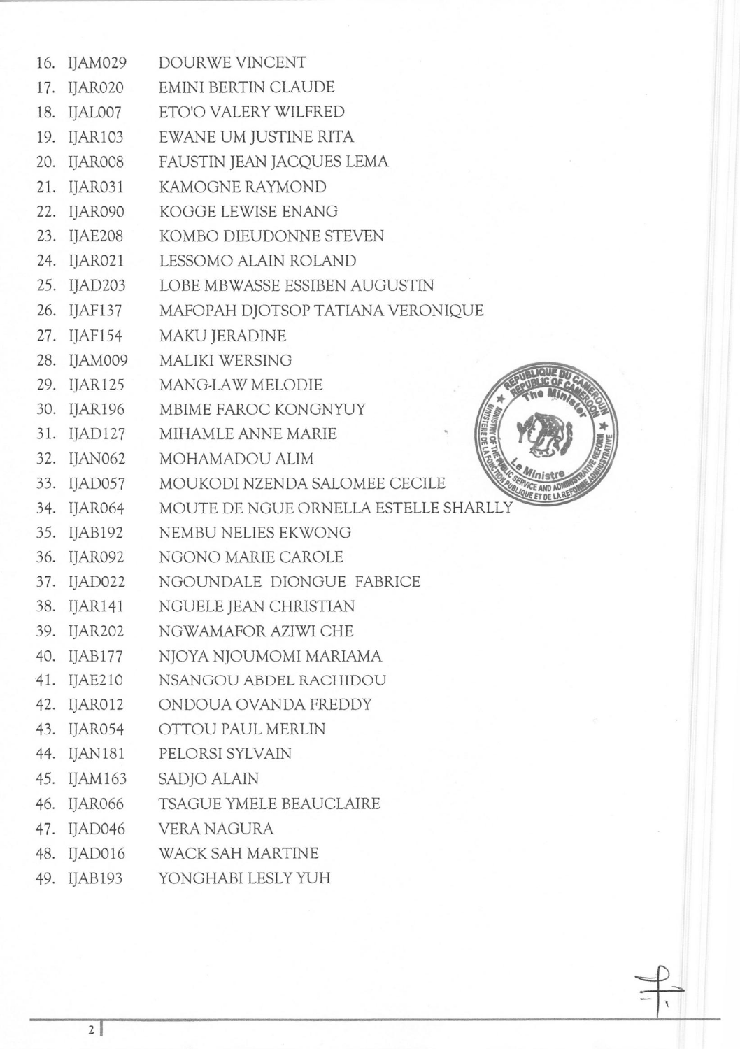16. IJAM029 DOURWE VINCENT
17. IJAR020 EMINI BERTIN CLAUDE
18. IJAL007 ETO'O VALERY WILFRED
19. IJAR103 EWANE UM JUSTINE RITA
20. IJAR008 FAUSTIN JEAN JACQUES LEMA
21. IJAR031 KAMOGNE RAYMOND
22. IJAR090 KOGGE LEWISE ENANG
23. IJAE208 KOMBO DIEUDONNE STEVEN
24. IJAR021 LESSOMO ALAIN ROLAND
25. IJAD203 LOBE MBWASSE ESSIBEN AUGUSTIN
26. IJAF137 MAFOPAH DJOTSOP TATIANA VERONIQUE
27. IJAF154 MAKU JERADINE
28. IJAM009 MALIKI WERSING
29. IJAR125 MANG-LAW MELODIE
30. IJAR196 MBIME FAROC KONGNYUY
31. IJAD127 MIHAMLE ANNE MARIE
32. IJAN062 MOHAMADOU ALIM
33. IJAD057 MOUKODI NZENDA SALOMEE CECILE
34. IJAR064 MOUTE DE NGUE ORNELLA ESTELLE SHARLLY
35. IJAB192 NEMBU NELIES EKWONG
36. IJAR092 NGONO MARIE CAROLE
37. IJAD022 NGOUNDALE DIONGUE FABRICE
38. IJAR141 NGUELE JEAN CHRISTIAN
39. IJAR202 NGWAMAFOR AZIWI CHE
40. IJAB177 NJOYA NJOUMOMI MARIAMA
41. IJAE210 NSANGOU ABDEL RACHIDOU
42. IJAR012 ONDOUA OVANDA FREDDY
43. IJAR054 OTTOU PAUL MERLIN
44. IJAN181 PELORSI SYLVAIN
45. IJAM163 SADJO ALAIN
46. IJAR066 TSAGUE YMELE BEAUCLAIRE
47. IJAD046 VERA NAGURA
48. IJAD016 WACK SAH MARTINE
49. IJAB193 YONGHABI LESLY YUH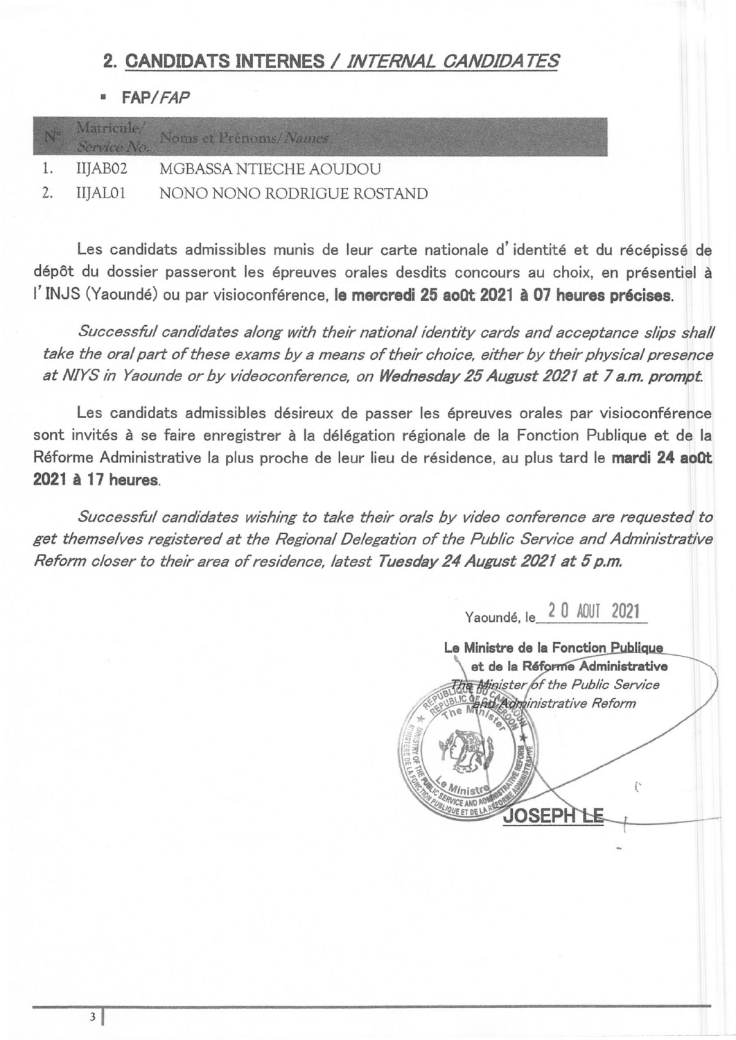## 2. CANDIDATS INTERNES / *INTERNAL CANDIDATES*

- **FAP**/*FAP*

| N° | Matricule/ *Service No.* | Noms et Prénoms/ *Names* |
|---|---|---|
| 1. | IIJAB02 | MGBASSA NTIECHE AOUDOU |
| 2. | IIJAL01 | NONO NONO RODRIGUE ROSTAND |

Les candidats admissibles munis de leur carte nationale d'identité et du récépissé de dépôt du dossier passeront les épreuves orales desdits concours au choix, en présentiel à l'INJS (Yaoundé) ou par visioconférence, **le mercredi 25 août 2021 à 07 heures précises**.

*Successful candidates along with their national identity cards and acceptance slips shall take the oral part of these exams by a means of their choice, either by their physical presence at NIYS in Yaounde or by videoconference, on **Wednesday 25 August 2021 at 7 a.m. prompt**.*

Les candidats admissibles désireux de passer les épreuves orales par visioconférence sont invités à se faire enregistrer à la délégation régionale de la Fonction Publique et de la Réforme Administrative la plus proche de leur lieu de résidence, au plus tard le **mardi 24 août 2021 à 17 heures**.

*Successful candidates wishing to take their orals by video conference are requested to get themselves registered at the Regional Delegation of the Public Service and Administrative Reform closer to their area of residence, latest **Tuesday 24 August 2021 at 5 p.m.***

Yaoundé, le 20 AOUT 2021

**Le Ministre de la Fonction Publique et de la Réforme Administrative**

*The Minister of the Public Service and Administrative Reform*

**JOSEPH LE**